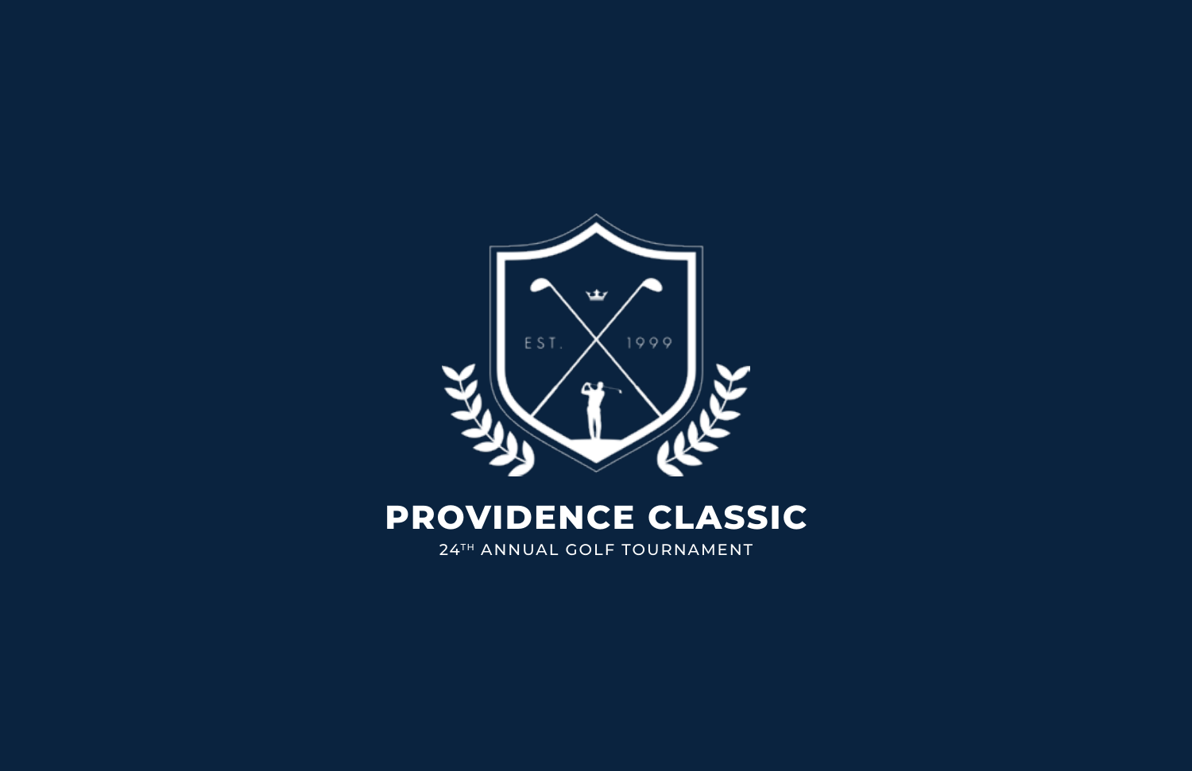# PROVIDENCE CLASSIC

24TH ANNUAL GOLF TOURNAMENT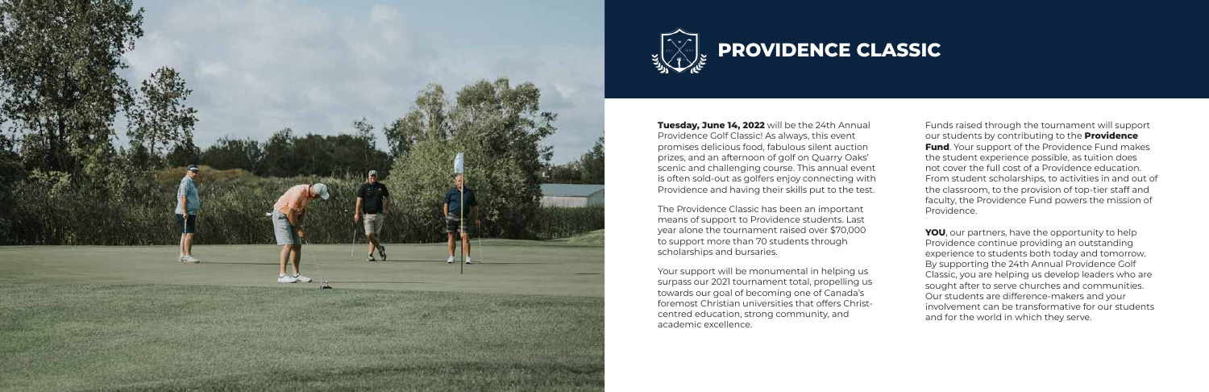# PROVIDENCE CLASSIC

**Tuesday, June 14, 2022** will be the 24th Annual Providence Golf Classic! As always, this event promises delicious food, fabulous silent auction prizes, and an afternoon of golf on Quarry Oaks' scenic and challenging course. This annual event is often sold-out as golfers enjoy connecting with Providence and having their skills put to the test.

The Providence Classic has been an important means of support to Providence students. Last year alone the tournament raised over $70,000 to support more than 70 students through scholarships and bursaries.

Your support will be monumental in helping us surpass our 2021 tournament total, propelling us towards our goal of becoming one of Canada's foremost Christian universities that offers Christ-centred education, strong community, and academic excellence.

Funds raised through the tournament will support our students by contributing to the **Providence Fund**. Your support of the Providence Fund makes the student experience possible, as tuition does not cover the full cost of a Providence education. From student scholarships, to activities in and out of the classroom, to the provision of top-tier staff and faculty, the Providence Fund powers the mission of Providence.

**YOU**, our partners, have the opportunity to help Providence continue providing an outstanding experience to students both today and tomorrow. By supporting the 24th Annual Providence Golf Classic, you are helping us develop leaders who are sought after to serve churches and communities. Our students are difference-makers and your involvement can be transformative for our students and for the world in which they serve.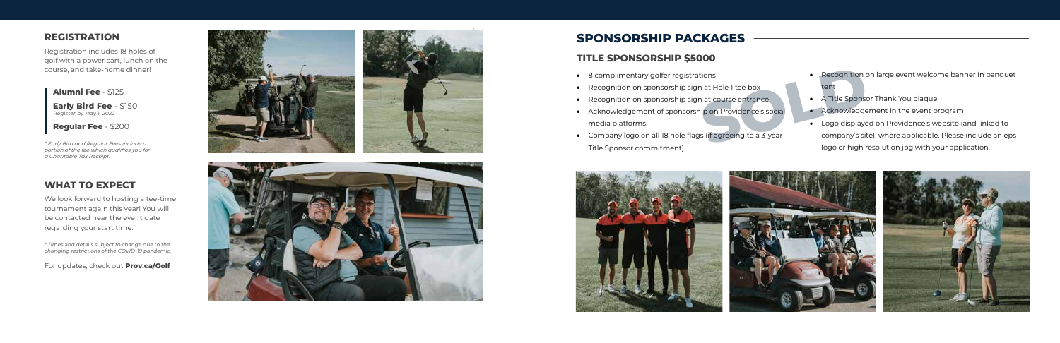## REGISTRATION

Registration includes 18 holes of golf with a power cart, lunch on the course, and take-home dinner!

**Alumni Fee** - $125

**Early Bird Fee** - $150
*Register by May 1, 2022*

**Regular Fee** - $200

*\* Early Bird and Regular Fees include a portion of the fee which qualifies you for a Charitable Tax Receipt.*

## WHAT TO EXPECT

We look forward to hosting a tee-time tournament again this year! You will be contacted near the event date regarding your start time.

*\* Times and details subject to change due to the changing restrictions of the COVID-19 pandemic.*

For updates, check out **Prov.ca/Golf**

## SPONSORSHIP PACKAGES

### TITLE SPONSORSHIP $5000

SOLD

- 8 complimentary golfer registrations
- Recognition on sponsorship sign at Hole 1 tee box
- Recognition on sponsorship sign at course entrance
- Acknowledgement of sponsorship on Providence's social media platforms
- Company logo on all 18 hole flags (if agreeing to a 3-year Title Sponsor commitment)
- Recognition on large event welcome banner in banquet tent
- A Title Sponsor Thank You plaque
- Acknowledgement in the event program
- Logo displayed on Providence's website (and linked to company's site), where applicable. Please include an eps logo or high resolution jpg with your application.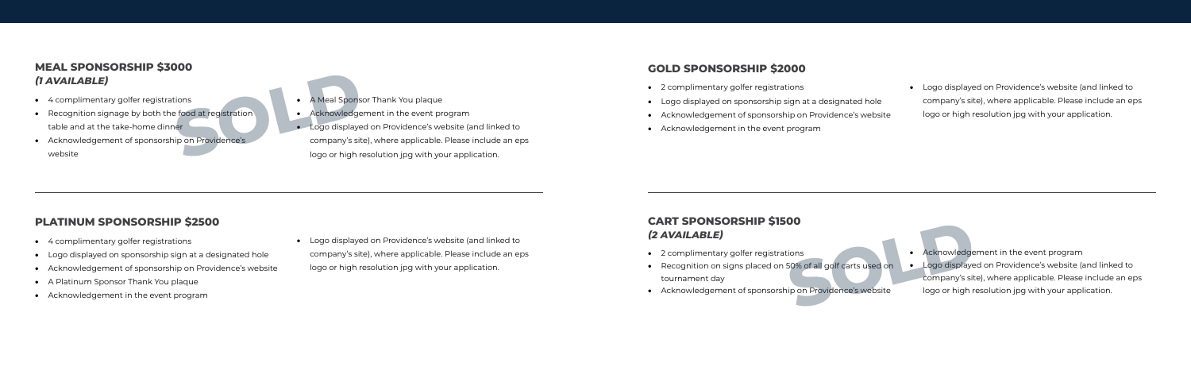## MEAL SPONSORSHIP $3000

### *(1 AVAILABLE)*

SOLD

- 4 complimentary golfer registrations
- Recognition signage by both the food at registration table and at the take-home dinner
- Acknowledgement of sponsorship on Providence's website
- A Meal Sponsor Thank You plaque
- Acknowledgement in the event program
- Logo displayed on Providence's website (and linked to company's site), where applicable. Please include an eps logo or high resolution jpg with your application.

## PLATINUM SPONSORSHIP $2500

- 4 complimentary golfer registrations
- Logo displayed on sponsorship sign at a designated hole
- Acknowledgement of sponsorship on Providence's website
- A Platinum Sponsor Thank You plaque
- Acknowledgement in the event program
- Logo displayed on Providence's website (and linked to company's site), where applicable. Please include an eps logo or high resolution jpg with your application.

## GOLD SPONSORSHIP $2000

- 2 complimentary golfer registrations
- Logo displayed on sponsorship sign at a designated hole
- Acknowledgement of sponsorship on Providence's website
- Acknowledgement in the event program
- Logo displayed on Providence's website (and linked to company's site), where applicable. Please include an eps logo or high resolution jpg with your application.

## CART SPONSORSHIP $1500

### *(2 AVAILABLE)*

SOLD

- 2 complimentary golfer registrations
- Recognition on signs placed on 50% of all golf carts used on tournament day
- Acknowledgement of sponsorship on Providence's website
- Acknowledgement in the event program
- Logo displayed on Providence's website (and linked to company's site), where applicable. Please include an eps logo or high resolution jpg with your application.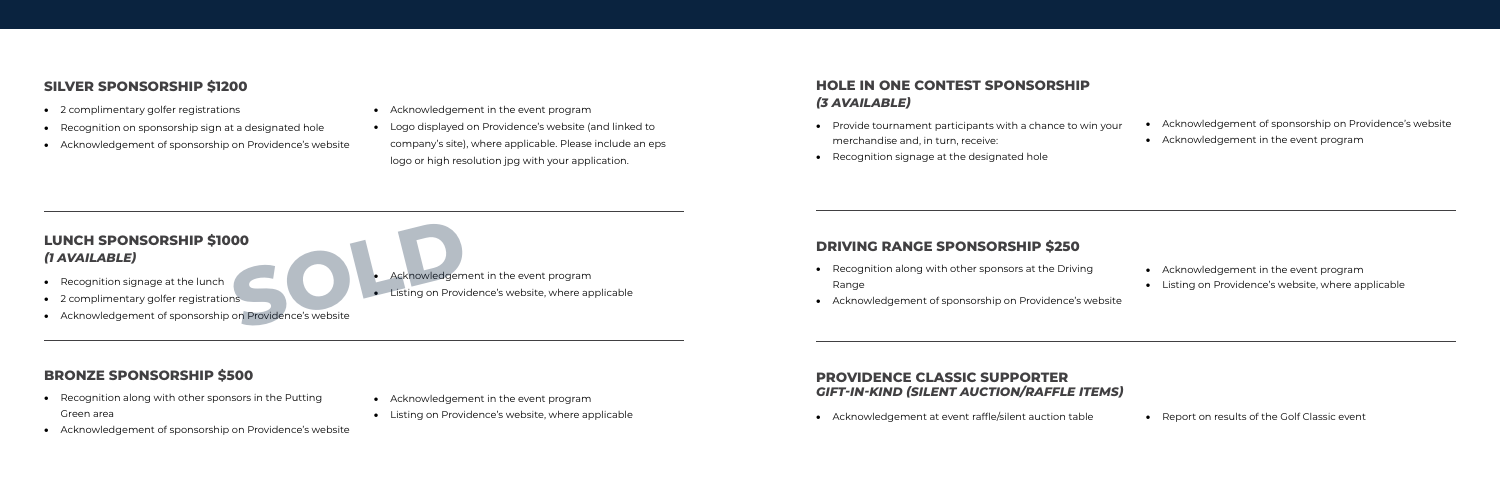## SILVER SPONSORSHIP $1200

- 2 complimentary golfer registrations
- Recognition on sponsorship sign at a designated hole
- Acknowledgement of sponsorship on Providence's website
- Acknowledgement in the event program
- Logo displayed on Providence's website (and linked to company's site), where applicable. Please include an eps logo or high resolution jpg with your application.

## LUNCH SPONSORSHIP $1000
### *(1 AVAILABLE)*

SOLD

- Recognition signage at the lunch
- 2 complimentary golfer registrations
- Acknowledgement of sponsorship on Providence's website
- Acknowledgement in the event program
- Listing on Providence's website, where applicable

## BRONZE SPONSORSHIP $500

- Recognition along with other sponsors in the Putting Green area
- Acknowledgement of sponsorship on Providence's website
- Acknowledgement in the event program
- Listing on Providence's website, where applicable

## HOLE IN ONE CONTEST SPONSORSHIP
### *(3 AVAILABLE)*

- Provide tournament participants with a chance to win your merchandise and, in turn, receive:
- Recognition signage at the designated hole
- Acknowledgement of sponsorship on Providence's website
- Acknowledgement in the event program

## DRIVING RANGE SPONSORSHIP $250

- Recognition along with other sponsors at the Driving Range
- Acknowledgement of sponsorship on Providence's website
- Acknowledgement in the event program
- Listing on Providence's website, where applicable

## PROVIDENCE CLASSIC SUPPORTER
### *GIFT-IN-KIND (SILENT AUCTION/RAFFLE ITEMS)*

- Acknowledgement at event raffle/silent auction table
- Report on results of the Golf Classic event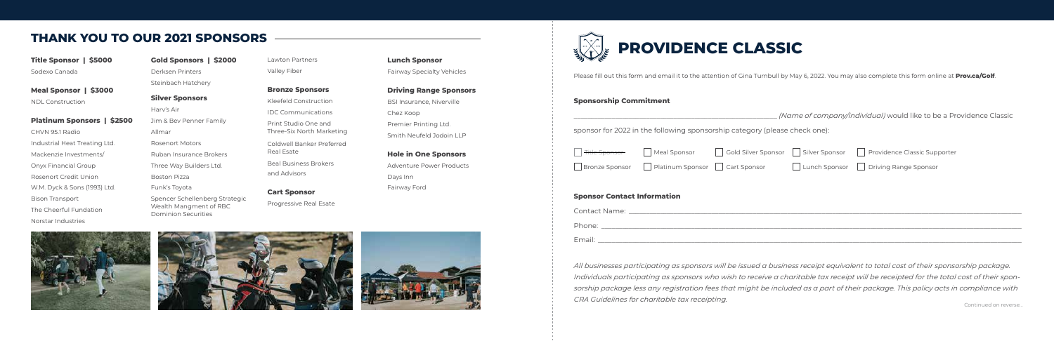## THANK YOU TO OUR 2021 SPONSORS

**Title Sponsor | $5000**
Sodexo Canada

**Meal Sponsor | $3000**
NDL Construction

**Platinum Sponsors | $2500**
CHVN 95.1 Radio
Industrial Heat Treating Ltd.
Mackenzie Investments/
Onyx Financial Group
Rosenort Credit Union
W.M. Dyck & Sons (1993) Ltd.
Bison Transport
The Cheerful Fundation
Norstar Industries

**Gold Sponsors | $2000**
Derksen Printers
Steinbach Hatchery

**Silver Sponsors**
Harv's Air
Jim & Bev Penner Family
Allmar
Rosenort Motors
Ruban Insurance Brokers
Three Way Builders Ltd.
Boston Pizza
Funk's Toyota
Spencer Schellenberg Strategic Wealth Mangment of RBC Dominion Securities
Lawton Partners
Valley Fiber

**Bronze Sponsors**
Kleefeld Construction
IDC Communications
Print Studio One and Three-Six North Marketing
Coldwell Banker Preferred Real Esate
Beal Business Brokers and Advisors

**Cart Sponsor**
Progressive Real Esate

**Lunch Sponsor**
Fairway Specialty Vehicles

**Driving Range Sponsors**
BSI Insurance, Niverville
Chez Koop
Premier Printing Ltd.
Smith Neufeld Jodoin LLP

**Hole in One Sponsors**
Adventure Power Products
Days Inn
Fairway Ford

# PROVIDENCE CLASSIC

Please fill out this form and email it to the attention of Gina Turnbull by May 6, 2022. You may also complete this form online at **Prov.ca/Golf**.

### Sponsorship Commitment

_______________________________ *(Name of company/individual)* would like to be a Providence Classic sponsor for 2022 in the following sponsorship category (please check one):

- [ ] ~~Title Sponsor~~
- [ ] Meal Sponsor
- [ ] Gold Silver Sponsor
- [ ] Silver Sponsor
- [ ] Providence Classic Supporter
- [ ] Bronze Sponsor
- [ ] Platinum Sponsor
- [ ] Cart Sponsor
- [ ] Lunch Sponsor
- [ ] Driving Range Sponsor

### Sponsor Contact Information

Contact Name: _______________________________

Phone: _______________________________

Email: _______________________________

*All businesses participating as sponsors will be issued a business receipt equivalent to total cost of their sponsorship package. Individuals participating as sponsors who wish to receive a charitable tax receipt will be receipted for the total cost of their sponsorship package less any registration fees that might be included as a part of their package. This policy acts in compliance with CRA Guidelines for charitable tax receipting.*

Continued on reverse...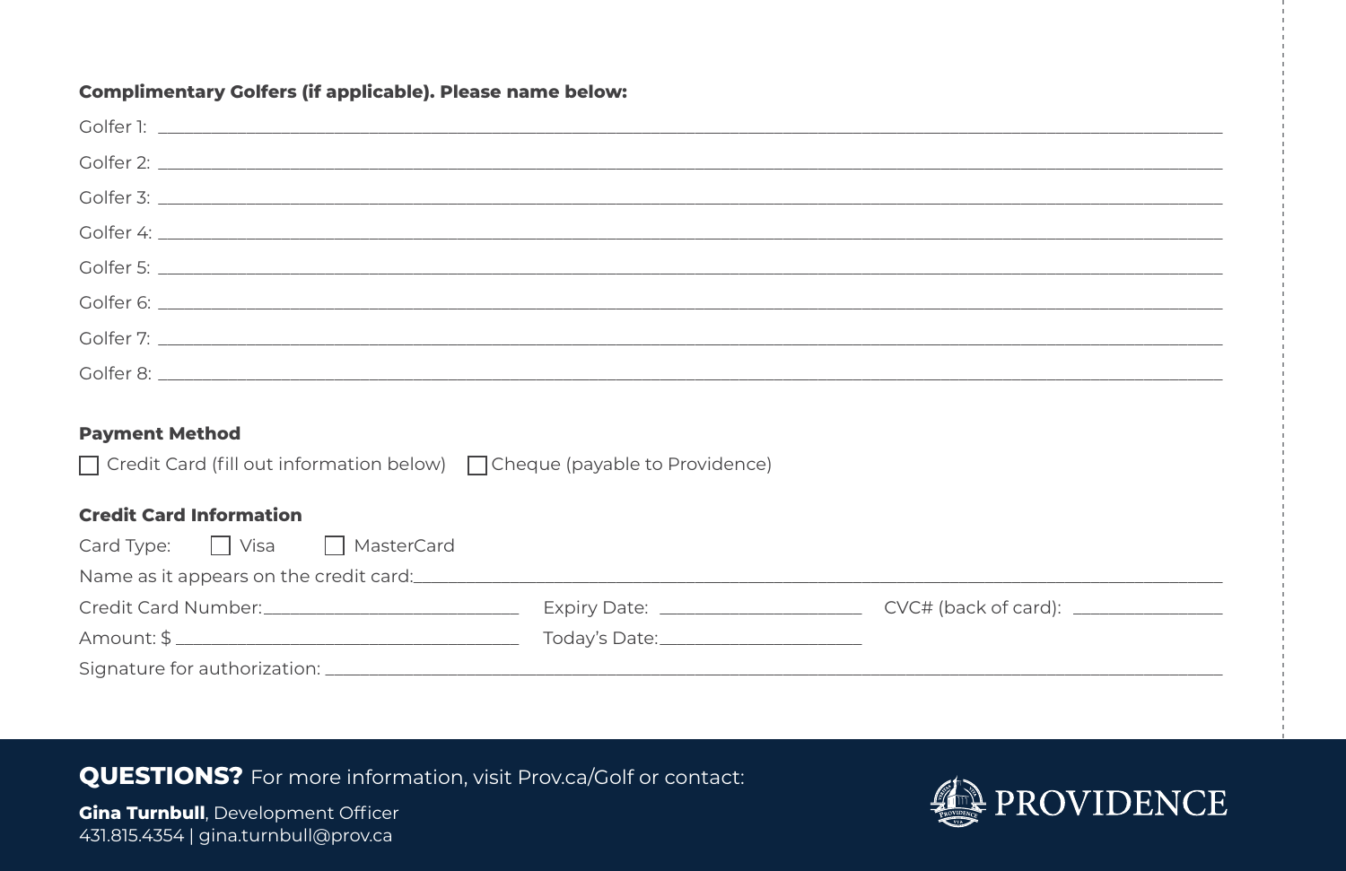**Complimentary Golfers (if applicable). Please name below:**

Golfer 1: ______________________________

Golfer 2: ______________________________

Golfer 3: ______________________________

Golfer 4: ______________________________

Golfer 5: ______________________________

Golfer 6: ______________________________

Golfer 7: ______________________________

Golfer 8: ______________________________

**Payment Method**

☐ Credit Card (fill out information below) ☐ Cheque (payable to Providence)

**Credit Card Information**

Card Type: ☐ Visa ☐ MasterCard

Name as it appears on the credit card: ______________________________

Credit Card Number: ______________ Expiry Date: ______________ CVC# (back of card): ______________

Amount: $ ______________ Today's Date: ______________

Signature for authorization: ______________________________

**QUESTIONS?** For more information, visit Prov.ca/Golf or contact:

**Gina Turnbull**, Development Officer
431.815.4354 | gina.turnbull@prov.ca

PROVIDENCE